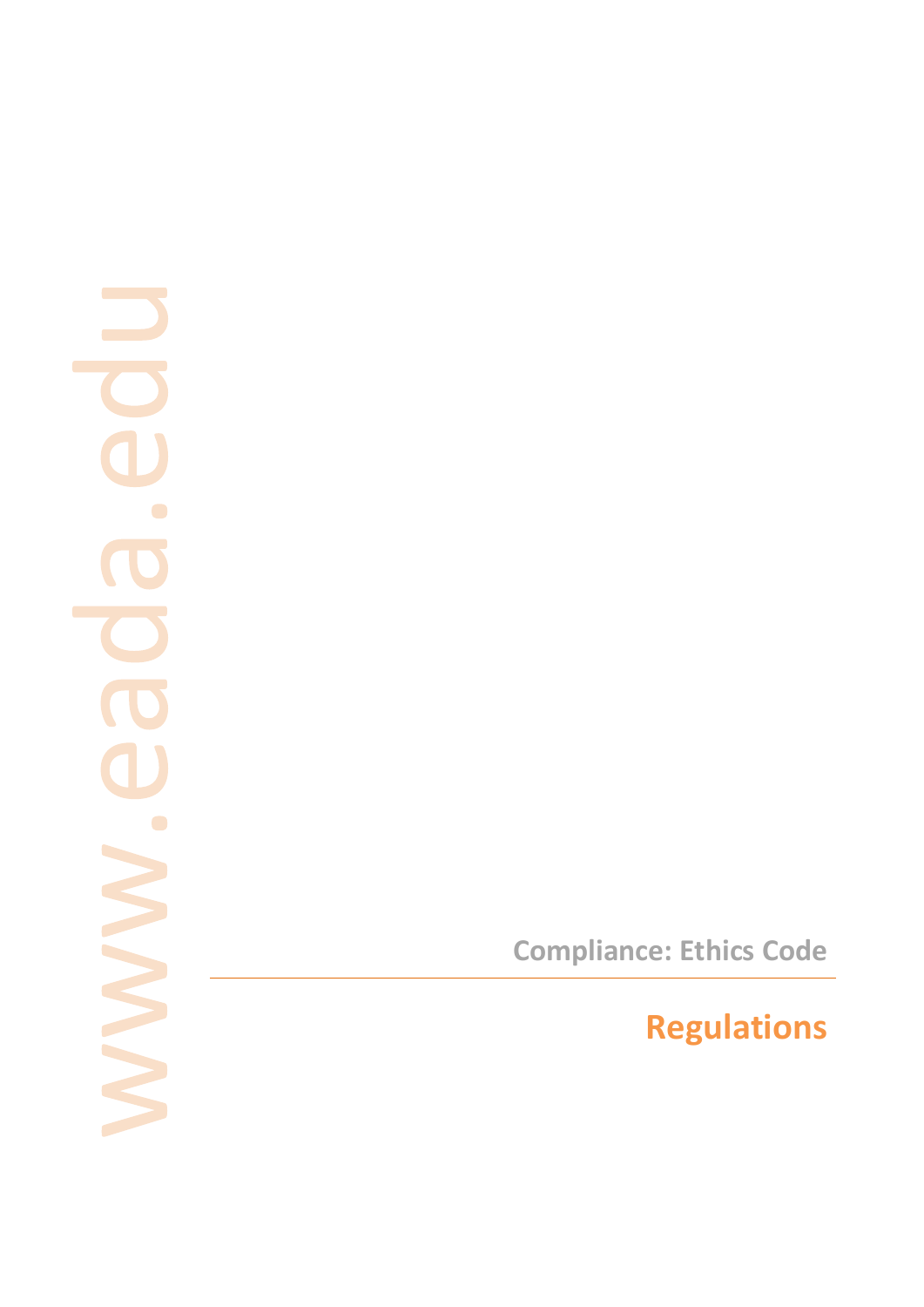www.eada.edu

Compliance: Ethics Code

# Regulations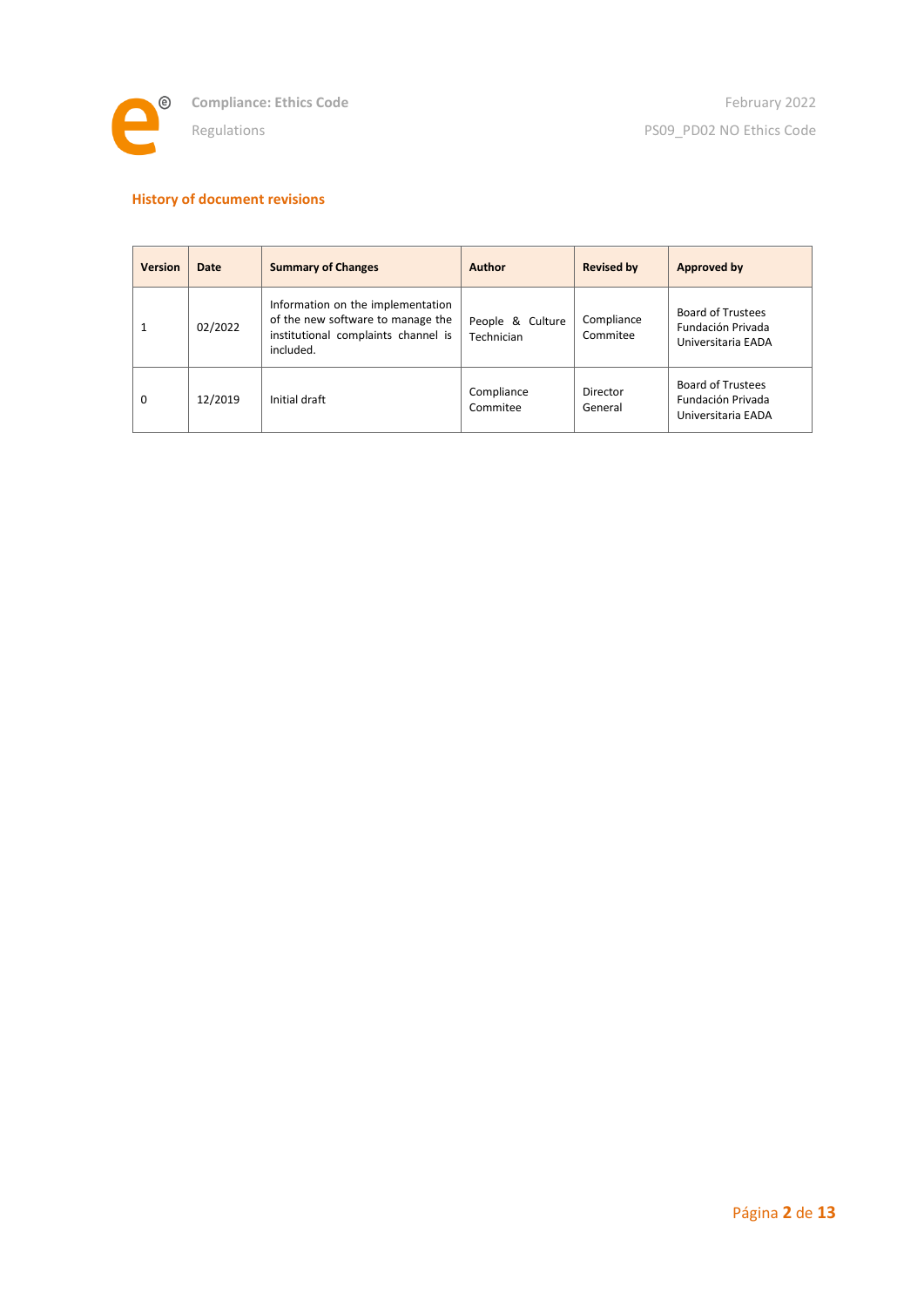## History of document revisions

| Version | Date | Summary of Changes | Author | Revised by | Approved by |
|---|---|---|---|---|---|
| 1 | 02/2022 | Information on the implementation of the new software to manage the institutional complaints channel is included. | People & Culture Technician | Compliance Commitee | Board of Trustees Fundación Privada Universitaria EADA |
| 0 | 12/2019 | Initial draft | Compliance Commitee | Director General | Board of Trustees Fundación Privada Universitaria EADA |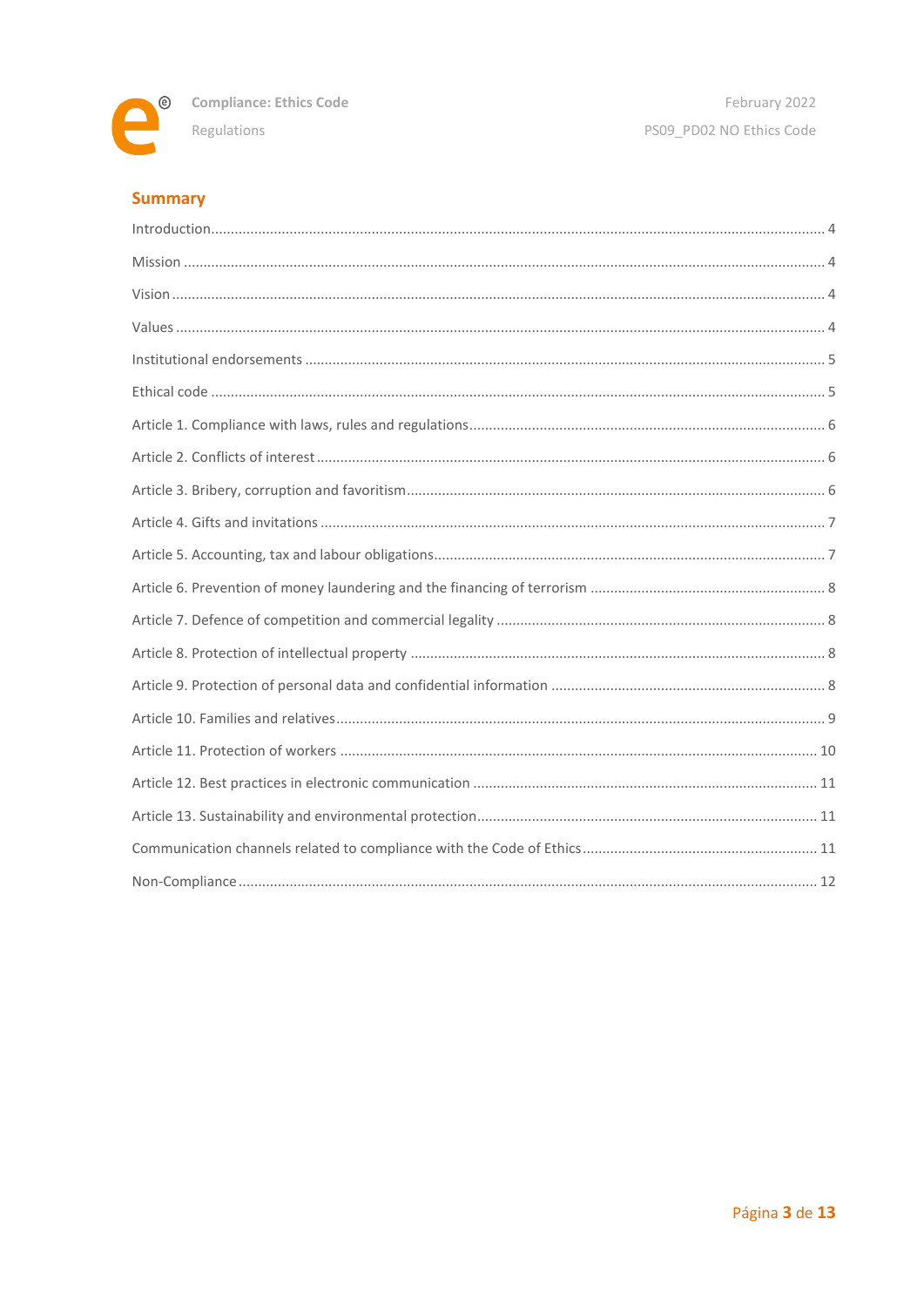## Summary

Introduction ........ 4

Mission ........ 4

Vision ........ 4

Values ........ 4

Institutional endorsements ........ 5

Ethical code ........ 5

Article 1. Compliance with laws, rules and regulations ........ 6

Article 2. Conflicts of interest ........ 6

Article 3. Bribery, corruption and favoritism ........ 6

Article 4. Gifts and invitations ........ 7

Article 5. Accounting, tax and labour obligations ........ 7

Article 6. Prevention of money laundering and the financing of terrorism ........ 8

Article 7. Defence of competition and commercial legality ........ 8

Article 8. Protection of intellectual property ........ 8

Article 9. Protection of personal data and confidential information ........ 8

Article 10. Families and relatives ........ 9

Article 11. Protection of workers ........ 10

Article 12. Best practices in electronic communication ........ 11

Article 13. Sustainability and environmental protection ........ 11

Communication channels related to compliance with the Code of Ethics ........ 11

Non-Compliance ........ 12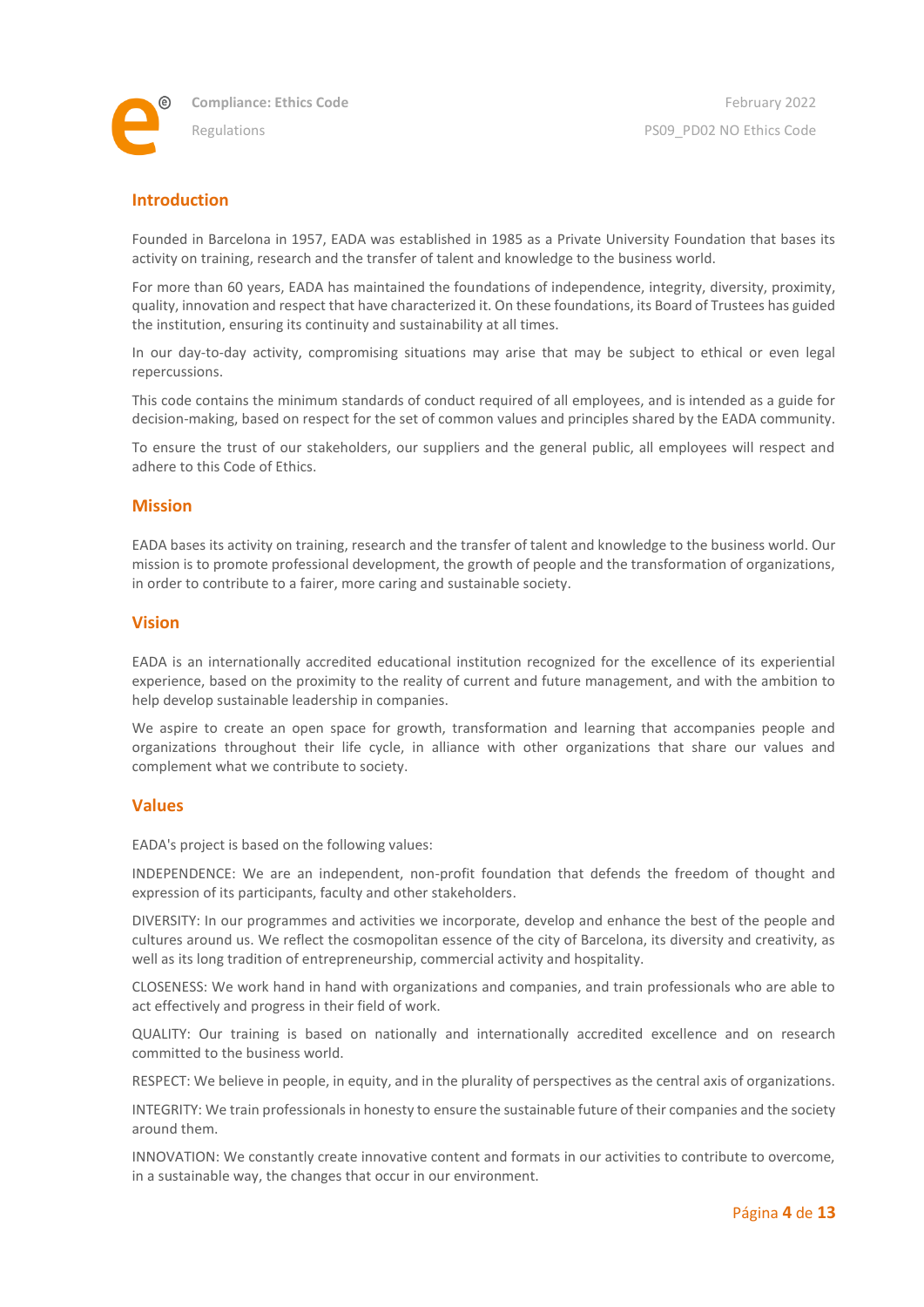## Introduction

Founded in Barcelona in 1957, EADA was established in 1985 as a Private University Foundation that bases its activity on training, research and the transfer of talent and knowledge to the business world.

For more than 60 years, EADA has maintained the foundations of independence, integrity, diversity, proximity, quality, innovation and respect that have characterized it. On these foundations, its Board of Trustees has guided the institution, ensuring its continuity and sustainability at all times.

In our day-to-day activity, compromising situations may arise that may be subject to ethical or even legal repercussions.

This code contains the minimum standards of conduct required of all employees, and is intended as a guide for decision-making, based on respect for the set of common values and principles shared by the EADA community.

To ensure the trust of our stakeholders, our suppliers and the general public, all employees will respect and adhere to this Code of Ethics.

## Mission

EADA bases its activity on training, research and the transfer of talent and knowledge to the business world. Our mission is to promote professional development, the growth of people and the transformation of organizations, in order to contribute to a fairer, more caring and sustainable society.

## Vision

EADA is an internationally accredited educational institution recognized for the excellence of its experiential experience, based on the proximity to the reality of current and future management, and with the ambition to help develop sustainable leadership in companies.

We aspire to create an open space for growth, transformation and learning that accompanies people and organizations throughout their life cycle, in alliance with other organizations that share our values and complement what we contribute to society.

## Values

EADA's project is based on the following values:

INDEPENDENCE: We are an independent, non-profit foundation that defends the freedom of thought and expression of its participants, faculty and other stakeholders.

DIVERSITY: In our programmes and activities we incorporate, develop and enhance the best of the people and cultures around us. We reflect the cosmopolitan essence of the city of Barcelona, its diversity and creativity, as well as its long tradition of entrepreneurship, commercial activity and hospitality.

CLOSENESS: We work hand in hand with organizations and companies, and train professionals who are able to act effectively and progress in their field of work.

QUALITY: Our training is based on nationally and internationally accredited excellence and on research committed to the business world.

RESPECT: We believe in people, in equity, and in the plurality of perspectives as the central axis of organizations.

INTEGRITY: We train professionals in honesty to ensure the sustainable future of their companies and the society around them.

INNOVATION: We constantly create innovative content and formats in our activities to contribute to overcome, in a sustainable way, the changes that occur in our environment.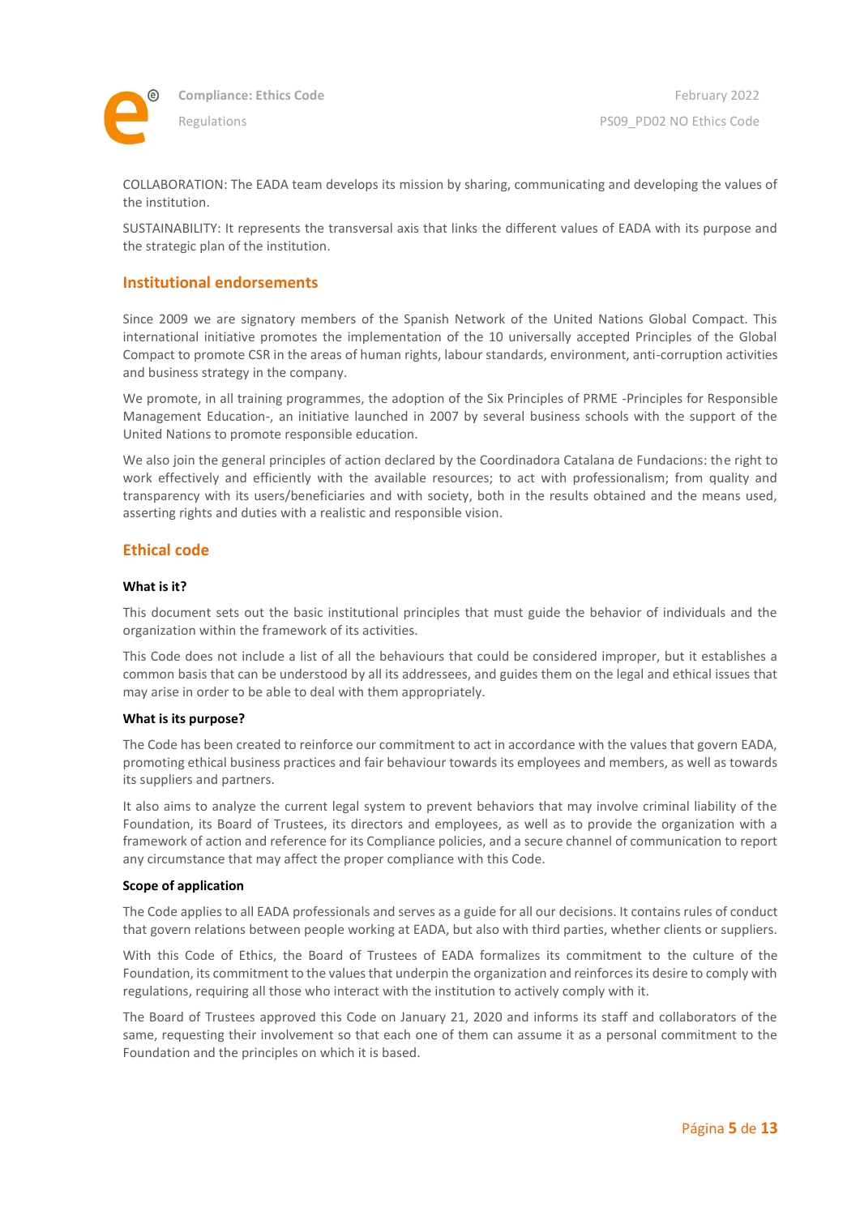COLLABORATION: The EADA team develops its mission by sharing, communicating and developing the values of the institution.

SUSTAINABILITY: It represents the transversal axis that links the different values of EADA with its purpose and the strategic plan of the institution.

## Institutional endorsements

Since 2009 we are signatory members of the Spanish Network of the United Nations Global Compact. This international initiative promotes the implementation of the 10 universally accepted Principles of the Global Compact to promote CSR in the areas of human rights, labour standards, environment, anti-corruption activities and business strategy in the company.

We promote, in all training programmes, the adoption of the Six Principles of PRME -Principles for Responsible Management Education-, an initiative launched in 2007 by several business schools with the support of the United Nations to promote responsible education.

We also join the general principles of action declared by the Coordinadora Catalana de Fundacions: the right to work effectively and efficiently with the available resources; to act with professionalism; from quality and transparency with its users/beneficiaries and with society, both in the results obtained and the means used, asserting rights and duties with a realistic and responsible vision.

## Ethical code

**What is it?**

This document sets out the basic institutional principles that must guide the behavior of individuals and the organization within the framework of its activities.

This Code does not include a list of all the behaviours that could be considered improper, but it establishes a common basis that can be understood by all its addressees, and guides them on the legal and ethical issues that may arise in order to be able to deal with them appropriately.

**What is its purpose?**

The Code has been created to reinforce our commitment to act in accordance with the values that govern EADA, promoting ethical business practices and fair behaviour towards its employees and members, as well as towards its suppliers and partners.

It also aims to analyze the current legal system to prevent behaviors that may involve criminal liability of the Foundation, its Board of Trustees, its directors and employees, as well as to provide the organization with a framework of action and reference for its Compliance policies, and a secure channel of communication to report any circumstance that may affect the proper compliance with this Code.

**Scope of application**

The Code applies to all EADA professionals and serves as a guide for all our decisions. It contains rules of conduct that govern relations between people working at EADA, but also with third parties, whether clients or suppliers.

With this Code of Ethics, the Board of Trustees of EADA formalizes its commitment to the culture of the Foundation, its commitment to the values that underpin the organization and reinforces its desire to comply with regulations, requiring all those who interact with the institution to actively comply with it.

The Board of Trustees approved this Code on January 21, 2020 and informs its staff and collaborators of the same, requesting their involvement so that each one of them can assume it as a personal commitment to the Foundation and the principles on which it is based.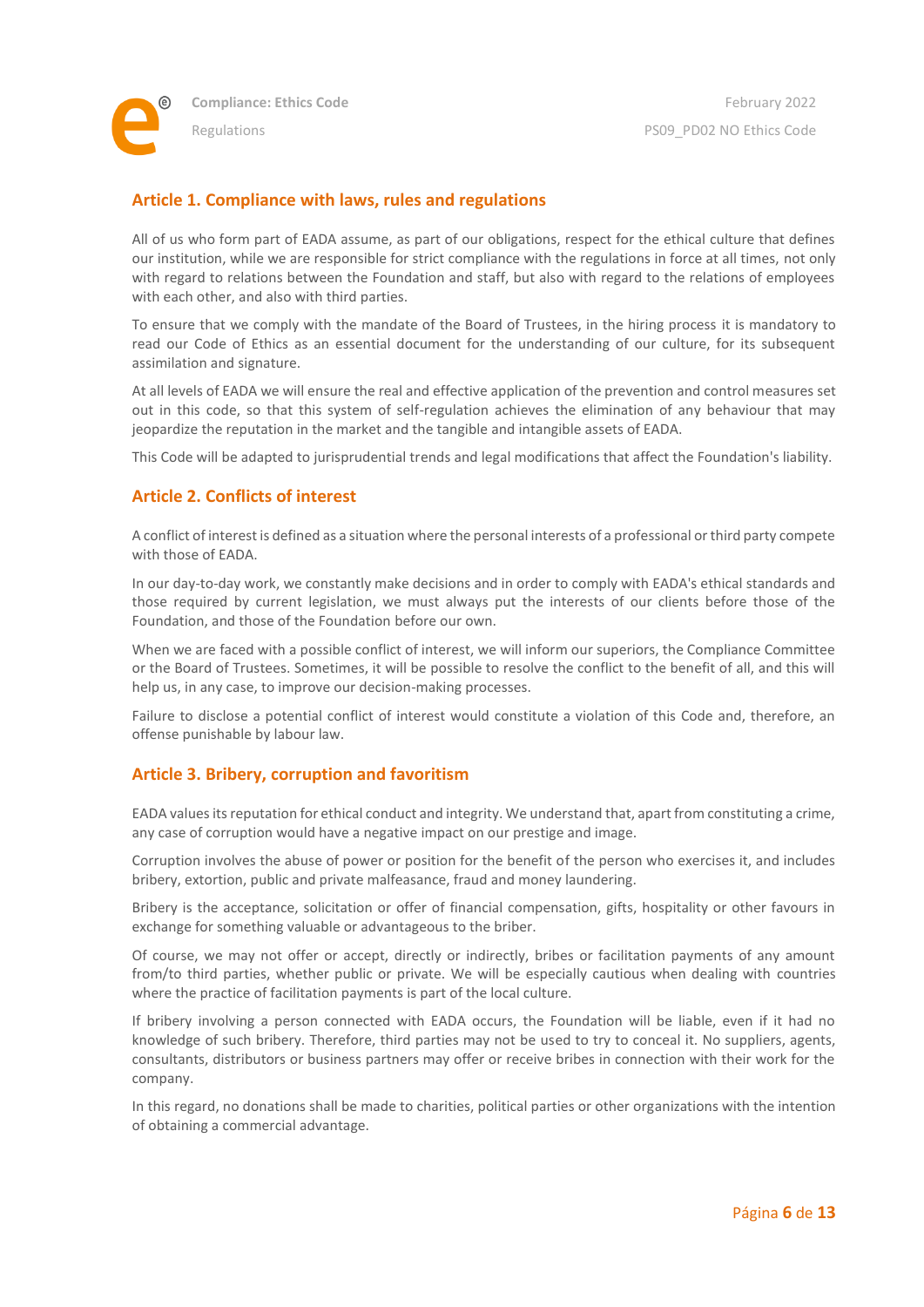## Article 1. Compliance with laws, rules and regulations

All of us who form part of EADA assume, as part of our obligations, respect for the ethical culture that defines our institution, while we are responsible for strict compliance with the regulations in force at all times, not only with regard to relations between the Foundation and staff, but also with regard to the relations of employees with each other, and also with third parties.

To ensure that we comply with the mandate of the Board of Trustees, in the hiring process it is mandatory to read our Code of Ethics as an essential document for the understanding of our culture, for its subsequent assimilation and signature.

At all levels of EADA we will ensure the real and effective application of the prevention and control measures set out in this code, so that this system of self-regulation achieves the elimination of any behaviour that may jeopardize the reputation in the market and the tangible and intangible assets of EADA.

This Code will be adapted to jurisprudential trends and legal modifications that affect the Foundation's liability.

## Article 2. Conflicts of interest

A conflict of interest is defined as a situation where the personal interests of a professional or third party compete with those of EADA.

In our day-to-day work, we constantly make decisions and in order to comply with EADA's ethical standards and those required by current legislation, we must always put the interests of our clients before those of the Foundation, and those of the Foundation before our own.

When we are faced with a possible conflict of interest, we will inform our superiors, the Compliance Committee or the Board of Trustees. Sometimes, it will be possible to resolve the conflict to the benefit of all, and this will help us, in any case, to improve our decision-making processes.

Failure to disclose a potential conflict of interest would constitute a violation of this Code and, therefore, an offense punishable by labour law.

## Article 3. Bribery, corruption and favoritism

EADA values its reputation for ethical conduct and integrity. We understand that, apart from constituting a crime, any case of corruption would have a negative impact on our prestige and image.

Corruption involves the abuse of power or position for the benefit of the person who exercises it, and includes bribery, extortion, public and private malfeasance, fraud and money laundering.

Bribery is the acceptance, solicitation or offer of financial compensation, gifts, hospitality or other favours in exchange for something valuable or advantageous to the briber.

Of course, we may not offer or accept, directly or indirectly, bribes or facilitation payments of any amount from/to third parties, whether public or private. We will be especially cautious when dealing with countries where the practice of facilitation payments is part of the local culture.

If bribery involving a person connected with EADA occurs, the Foundation will be liable, even if it had no knowledge of such bribery. Therefore, third parties may not be used to try to conceal it. No suppliers, agents, consultants, distributors or business partners may offer or receive bribes in connection with their work for the company.

In this regard, no donations shall be made to charities, political parties or other organizations with the intention of obtaining a commercial advantage.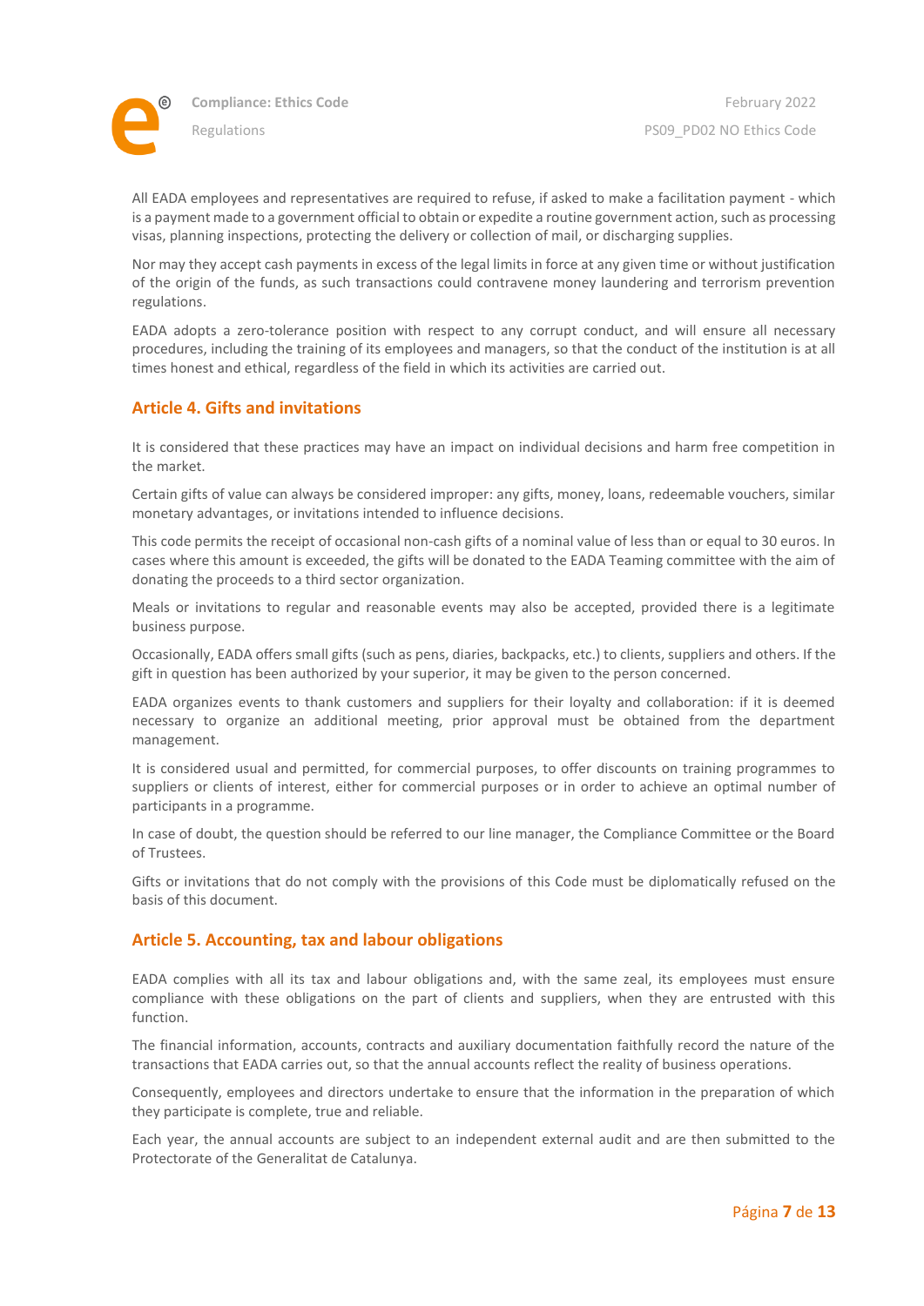All EADA employees and representatives are required to refuse, if asked to make a facilitation payment - which is a payment made to a government official to obtain or expedite a routine government action, such as processing visas, planning inspections, protecting the delivery or collection of mail, or discharging supplies.

Nor may they accept cash payments in excess of the legal limits in force at any given time or without justification of the origin of the funds, as such transactions could contravene money laundering and terrorism prevention regulations.

EADA adopts a zero-tolerance position with respect to any corrupt conduct, and will ensure all necessary procedures, including the training of its employees and managers, so that the conduct of the institution is at all times honest and ethical, regardless of the field in which its activities are carried out.

## Article 4. Gifts and invitations

It is considered that these practices may have an impact on individual decisions and harm free competition in the market.

Certain gifts of value can always be considered improper: any gifts, money, loans, redeemable vouchers, similar monetary advantages, or invitations intended to influence decisions.

This code permits the receipt of occasional non-cash gifts of a nominal value of less than or equal to 30 euros. In cases where this amount is exceeded, the gifts will be donated to the EADA Teaming committee with the aim of donating the proceeds to a third sector organization.

Meals or invitations to regular and reasonable events may also be accepted, provided there is a legitimate business purpose.

Occasionally, EADA offers small gifts (such as pens, diaries, backpacks, etc.) to clients, suppliers and others. If the gift in question has been authorized by your superior, it may be given to the person concerned.

EADA organizes events to thank customers and suppliers for their loyalty and collaboration: if it is deemed necessary to organize an additional meeting, prior approval must be obtained from the department management.

It is considered usual and permitted, for commercial purposes, to offer discounts on training programmes to suppliers or clients of interest, either for commercial purposes or in order to achieve an optimal number of participants in a programme.

In case of doubt, the question should be referred to our line manager, the Compliance Committee or the Board of Trustees.

Gifts or invitations that do not comply with the provisions of this Code must be diplomatically refused on the basis of this document.

## Article 5. Accounting, tax and labour obligations

EADA complies with all its tax and labour obligations and, with the same zeal, its employees must ensure compliance with these obligations on the part of clients and suppliers, when they are entrusted with this function.

The financial information, accounts, contracts and auxiliary documentation faithfully record the nature of the transactions that EADA carries out, so that the annual accounts reflect the reality of business operations.

Consequently, employees and directors undertake to ensure that the information in the preparation of which they participate is complete, true and reliable.

Each year, the annual accounts are subject to an independent external audit and are then submitted to the Protectorate of the Generalitat de Catalunya.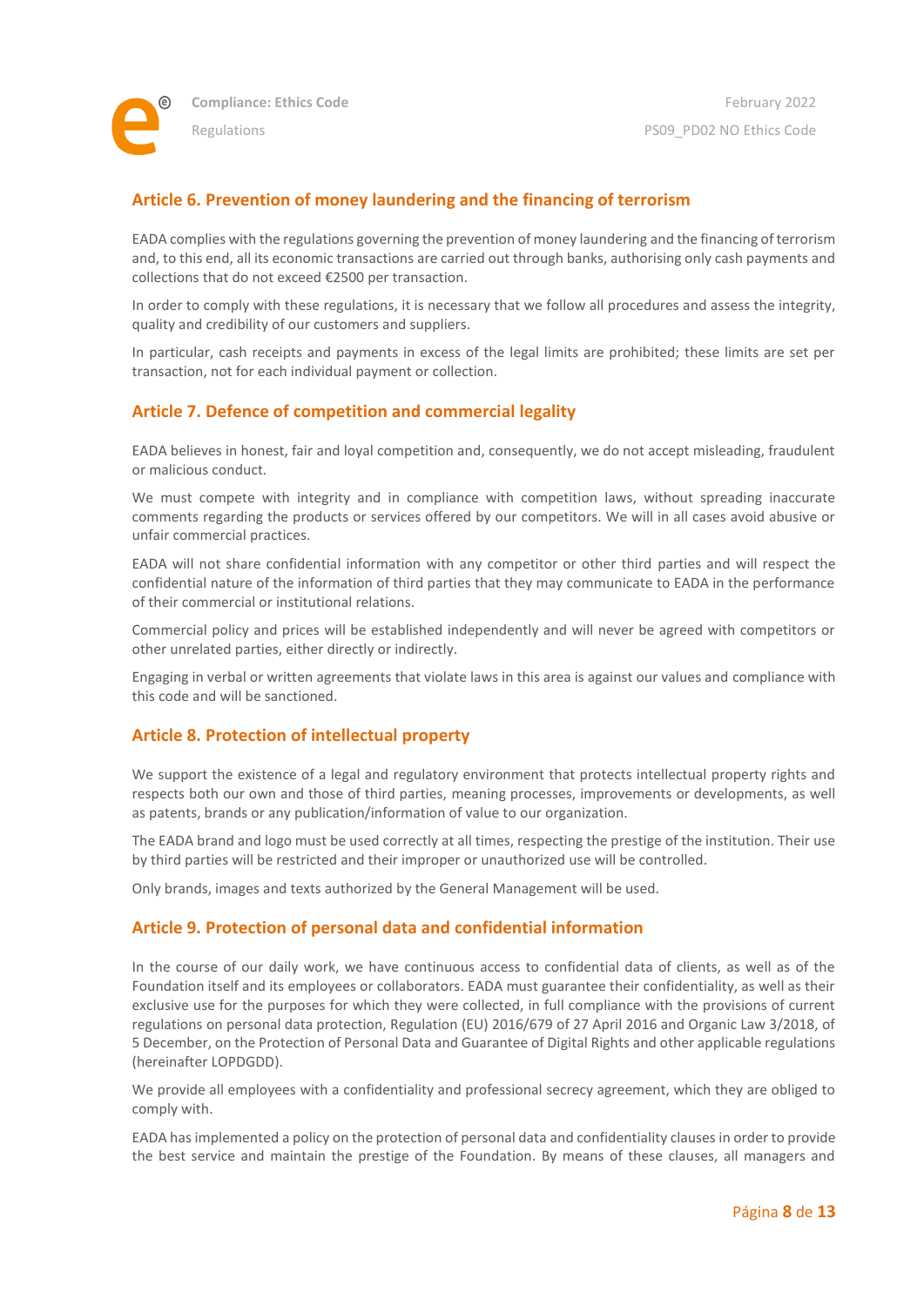## Article 6. Prevention of money laundering and the financing of terrorism

EADA complies with the regulations governing the prevention of money laundering and the financing of terrorism and, to this end, all its economic transactions are carried out through banks, authorising only cash payments and collections that do not exceed €2500 per transaction.

In order to comply with these regulations, it is necessary that we follow all procedures and assess the integrity, quality and credibility of our customers and suppliers.

In particular, cash receipts and payments in excess of the legal limits are prohibited; these limits are set per transaction, not for each individual payment or collection.

## Article 7. Defence of competition and commercial legality

EADA believes in honest, fair and loyal competition and, consequently, we do not accept misleading, fraudulent or malicious conduct.

We must compete with integrity and in compliance with competition laws, without spreading inaccurate comments regarding the products or services offered by our competitors. We will in all cases avoid abusive or unfair commercial practices.

EADA will not share confidential information with any competitor or other third parties and will respect the confidential nature of the information of third parties that they may communicate to EADA in the performance of their commercial or institutional relations.

Commercial policy and prices will be established independently and will never be agreed with competitors or other unrelated parties, either directly or indirectly.

Engaging in verbal or written agreements that violate laws in this area is against our values and compliance with this code and will be sanctioned.

## Article 8. Protection of intellectual property

We support the existence of a legal and regulatory environment that protects intellectual property rights and respects both our own and those of third parties, meaning processes, improvements or developments, as well as patents, brands or any publication/information of value to our organization.

The EADA brand and logo must be used correctly at all times, respecting the prestige of the institution. Their use by third parties will be restricted and their improper or unauthorized use will be controlled.

Only brands, images and texts authorized by the General Management will be used.

## Article 9. Protection of personal data and confidential information

In the course of our daily work, we have continuous access to confidential data of clients, as well as of the Foundation itself and its employees or collaborators. EADA must guarantee their confidentiality, as well as their exclusive use for the purposes for which they were collected, in full compliance with the provisions of current regulations on personal data protection, Regulation (EU) 2016/679 of 27 April 2016 and Organic Law 3/2018, of 5 December, on the Protection of Personal Data and Guarantee of Digital Rights and other applicable regulations (hereinafter LOPDGDD).

We provide all employees with a confidentiality and professional secrecy agreement, which they are obliged to comply with.

EADA has implemented a policy on the protection of personal data and confidentiality clauses in order to provide the best service and maintain the prestige of the Foundation. By means of these clauses, all managers and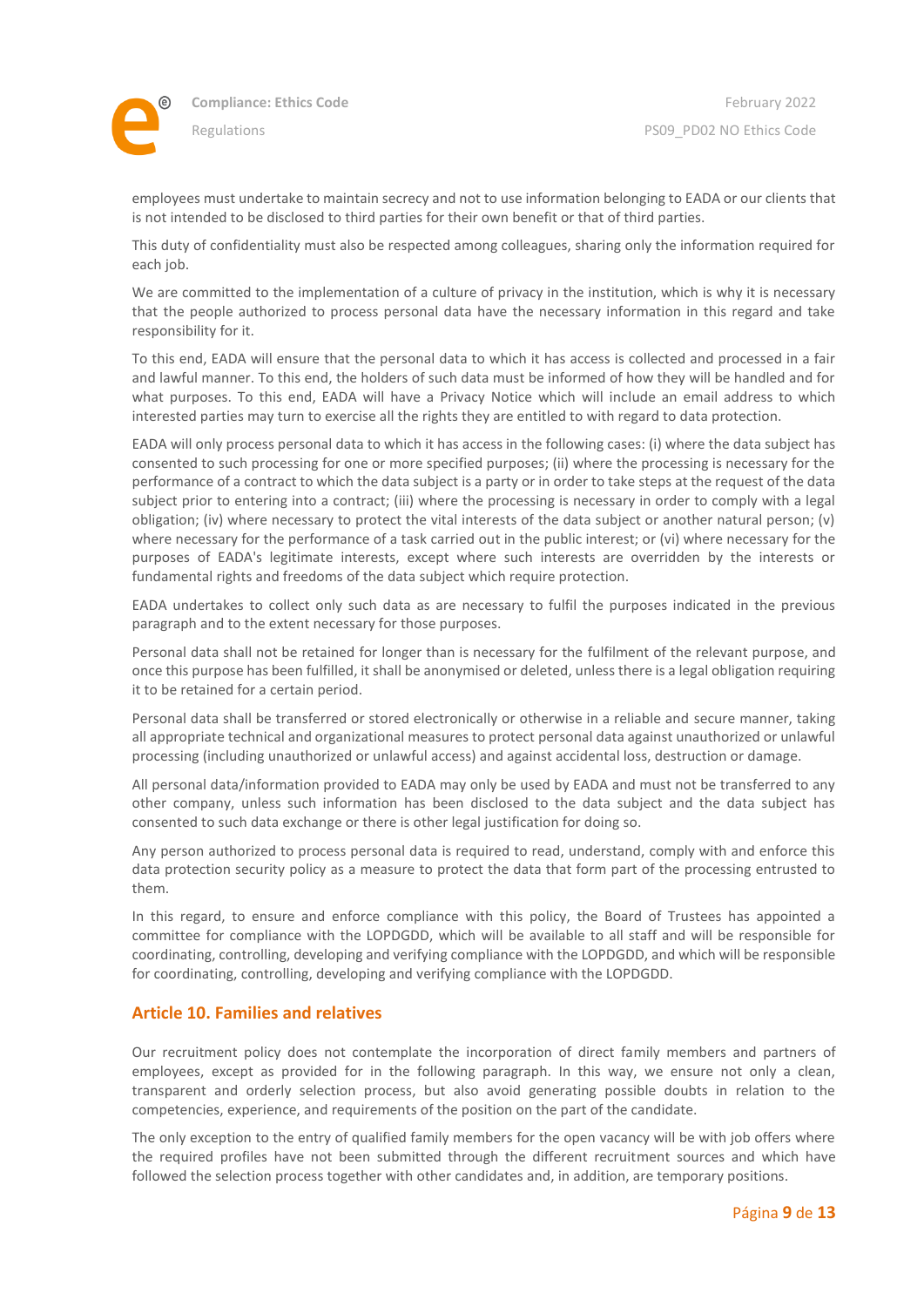employees must undertake to maintain secrecy and not to use information belonging to EADA or our clients that is not intended to be disclosed to third parties for their own benefit or that of third parties.

This duty of confidentiality must also be respected among colleagues, sharing only the information required for each job.

We are committed to the implementation of a culture of privacy in the institution, which is why it is necessary that the people authorized to process personal data have the necessary information in this regard and take responsibility for it.

To this end, EADA will ensure that the personal data to which it has access is collected and processed in a fair and lawful manner. To this end, the holders of such data must be informed of how they will be handled and for what purposes. To this end, EADA will have a Privacy Notice which will include an email address to which interested parties may turn to exercise all the rights they are entitled to with regard to data protection.

EADA will only process personal data to which it has access in the following cases: (i) where the data subject has consented to such processing for one or more specified purposes; (ii) where the processing is necessary for the performance of a contract to which the data subject is a party or in order to take steps at the request of the data subject prior to entering into a contract; (iii) where the processing is necessary in order to comply with a legal obligation; (iv) where necessary to protect the vital interests of the data subject or another natural person; (v) where necessary for the performance of a task carried out in the public interest; or (vi) where necessary for the purposes of EADA's legitimate interests, except where such interests are overridden by the interests or fundamental rights and freedoms of the data subject which require protection.

EADA undertakes to collect only such data as are necessary to fulfil the purposes indicated in the previous paragraph and to the extent necessary for those purposes.

Personal data shall not be retained for longer than is necessary for the fulfilment of the relevant purpose, and once this purpose has been fulfilled, it shall be anonymised or deleted, unless there is a legal obligation requiring it to be retained for a certain period.

Personal data shall be transferred or stored electronically or otherwise in a reliable and secure manner, taking all appropriate technical and organizational measures to protect personal data against unauthorized or unlawful processing (including unauthorized or unlawful access) and against accidental loss, destruction or damage.

All personal data/information provided to EADA may only be used by EADA and must not be transferred to any other company, unless such information has been disclosed to the data subject and the data subject has consented to such data exchange or there is other legal justification for doing so.

Any person authorized to process personal data is required to read, understand, comply with and enforce this data protection security policy as a measure to protect the data that form part of the processing entrusted to them.

In this regard, to ensure and enforce compliance with this policy, the Board of Trustees has appointed a committee for compliance with the LOPDGDD, which will be available to all staff and will be responsible for coordinating, controlling, developing and verifying compliance with the LOPDGDD, and which will be responsible for coordinating, controlling, developing and verifying compliance with the LOPDGDD.

## Article 10. Families and relatives

Our recruitment policy does not contemplate the incorporation of direct family members and partners of employees, except as provided for in the following paragraph. In this way, we ensure not only a clean, transparent and orderly selection process, but also avoid generating possible doubts in relation to the competencies, experience, and requirements of the position on the part of the candidate.

The only exception to the entry of qualified family members for the open vacancy will be with job offers where the required profiles have not been submitted through the different recruitment sources and which have followed the selection process together with other candidates and, in addition, are temporary positions.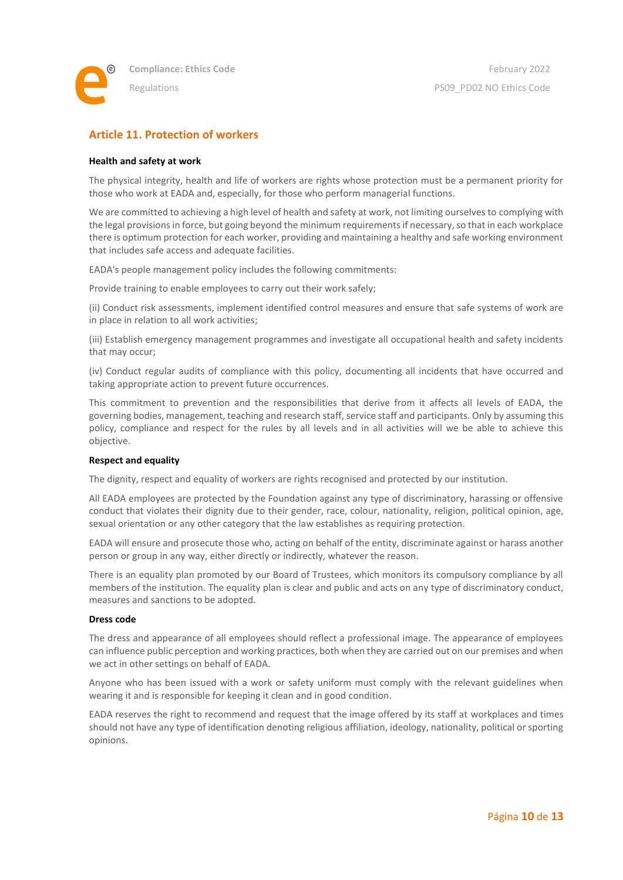## Article 11. Protection of workers

**Health and safety at work**

The physical integrity, health and life of workers are rights whose protection must be a permanent priority for those who work at EADA and, especially, for those who perform managerial functions.

We are committed to achieving a high level of health and safety at work, not limiting ourselves to complying with the legal provisions in force, but going beyond the minimum requirements if necessary, so that in each workplace there is optimum protection for each worker, providing and maintaining a healthy and safe working environment that includes safe access and adequate facilities.

EADA's people management policy includes the following commitments:

Provide training to enable employees to carry out their work safely;

(ii) Conduct risk assessments, implement identified control measures and ensure that safe systems of work are in place in relation to all work activities;

(iii) Establish emergency management programmes and investigate all occupational health and safety incidents that may occur;

(iv) Conduct regular audits of compliance with this policy, documenting all incidents that have occurred and taking appropriate action to prevent future occurrences.

This commitment to prevention and the responsibilities that derive from it affects all levels of EADA, the governing bodies, management, teaching and research staff, service staff and participants. Only by assuming this policy, compliance and respect for the rules by all levels and in all activities will we be able to achieve this objective.

**Respect and equality**

The dignity, respect and equality of workers are rights recognised and protected by our institution.

All EADA employees are protected by the Foundation against any type of discriminatory, harassing or offensive conduct that violates their dignity due to their gender, race, colour, nationality, religion, political opinion, age, sexual orientation or any other category that the law establishes as requiring protection.

EADA will ensure and prosecute those who, acting on behalf of the entity, discriminate against or harass another person or group in any way, either directly or indirectly, whatever the reason.

There is an equality plan promoted by our Board of Trustees, which monitors its compulsory compliance by all members of the institution. The equality plan is clear and public and acts on any type of discriminatory conduct, measures and sanctions to be adopted.

**Dress code**

The dress and appearance of all employees should reflect a professional image. The appearance of employees can influence public perception and working practices, both when they are carried out on our premises and when we act in other settings on behalf of EADA.

Anyone who has been issued with a work or safety uniform must comply with the relevant guidelines when wearing it and is responsible for keeping it clean and in good condition.

EADA reserves the right to recommend and request that the image offered by its staff at workplaces and times should not have any type of identification denoting religious affiliation, ideology, nationality, political or sporting opinions.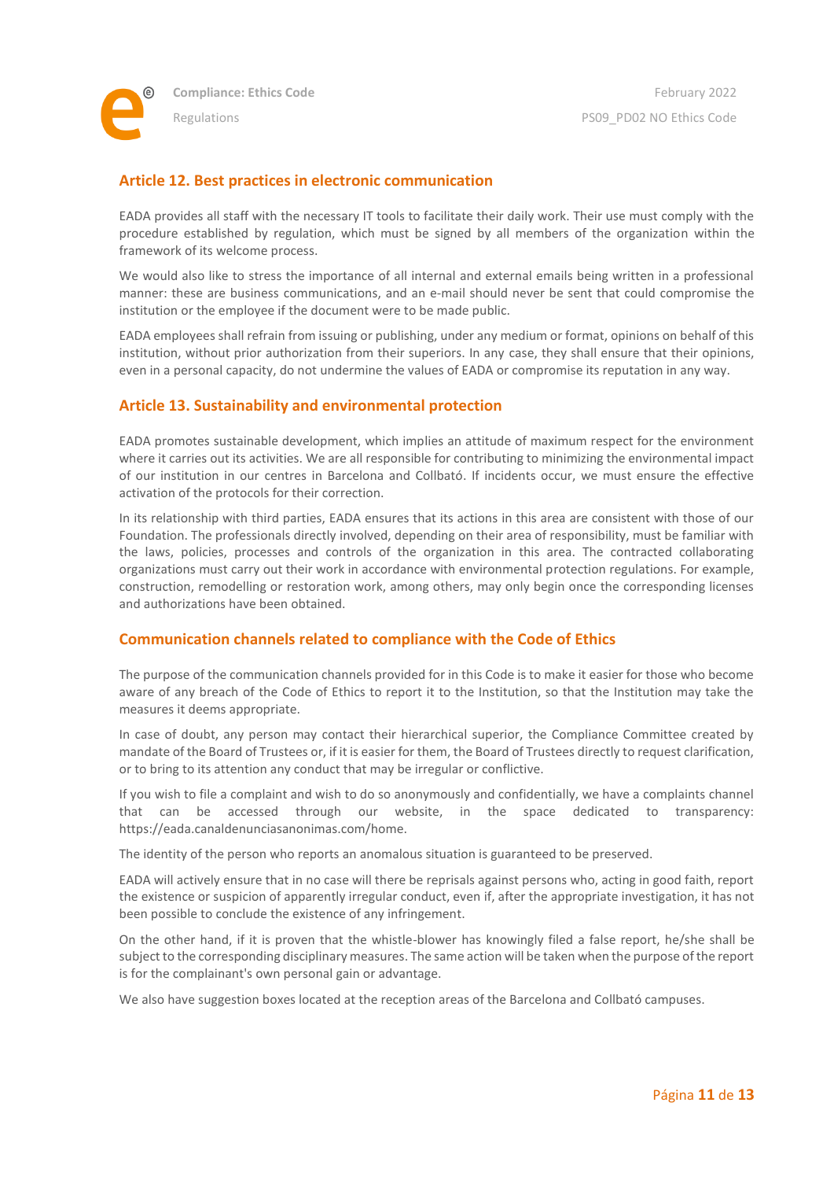## Article 12. Best practices in electronic communication

EADA provides all staff with the necessary IT tools to facilitate their daily work. Their use must comply with the procedure established by regulation, which must be signed by all members of the organization within the framework of its welcome process.

We would also like to stress the importance of all internal and external emails being written in a professional manner: these are business communications, and an e-mail should never be sent that could compromise the institution or the employee if the document were to be made public.

EADA employees shall refrain from issuing or publishing, under any medium or format, opinions on behalf of this institution, without prior authorization from their superiors. In any case, they shall ensure that their opinions, even in a personal capacity, do not undermine the values of EADA or compromise its reputation in any way.

## Article 13. Sustainability and environmental protection

EADA promotes sustainable development, which implies an attitude of maximum respect for the environment where it carries out its activities. We are all responsible for contributing to minimizing the environmental impact of our institution in our centres in Barcelona and Collbató. If incidents occur, we must ensure the effective activation of the protocols for their correction.

In its relationship with third parties, EADA ensures that its actions in this area are consistent with those of our Foundation. The professionals directly involved, depending on their area of responsibility, must be familiar with the laws, policies, processes and controls of the organization in this area. The contracted collaborating organizations must carry out their work in accordance with environmental protection regulations. For example, construction, remodelling or restoration work, among others, may only begin once the corresponding licenses and authorizations have been obtained.

## Communication channels related to compliance with the Code of Ethics

The purpose of the communication channels provided for in this Code is to make it easier for those who become aware of any breach of the Code of Ethics to report it to the Institution, so that the Institution may take the measures it deems appropriate.

In case of doubt, any person may contact their hierarchical superior, the Compliance Committee created by mandate of the Board of Trustees or, if it is easier for them, the Board of Trustees directly to request clarification, or to bring to its attention any conduct that may be irregular or conflictive.

If you wish to file a complaint and wish to do so anonymously and confidentially, we have a complaints channel that can be accessed through our website, in the space dedicated to transparency: https://eada.canaldenunciasanonimas.com/home.

The identity of the person who reports an anomalous situation is guaranteed to be preserved.

EADA will actively ensure that in no case will there be reprisals against persons who, acting in good faith, report the existence or suspicion of apparently irregular conduct, even if, after the appropriate investigation, it has not been possible to conclude the existence of any infringement.

On the other hand, if it is proven that the whistle-blower has knowingly filed a false report, he/she shall be subject to the corresponding disciplinary measures. The same action will be taken when the purpose of the report is for the complainant's own personal gain or advantage.

We also have suggestion boxes located at the reception areas of the Barcelona and Collbató campuses.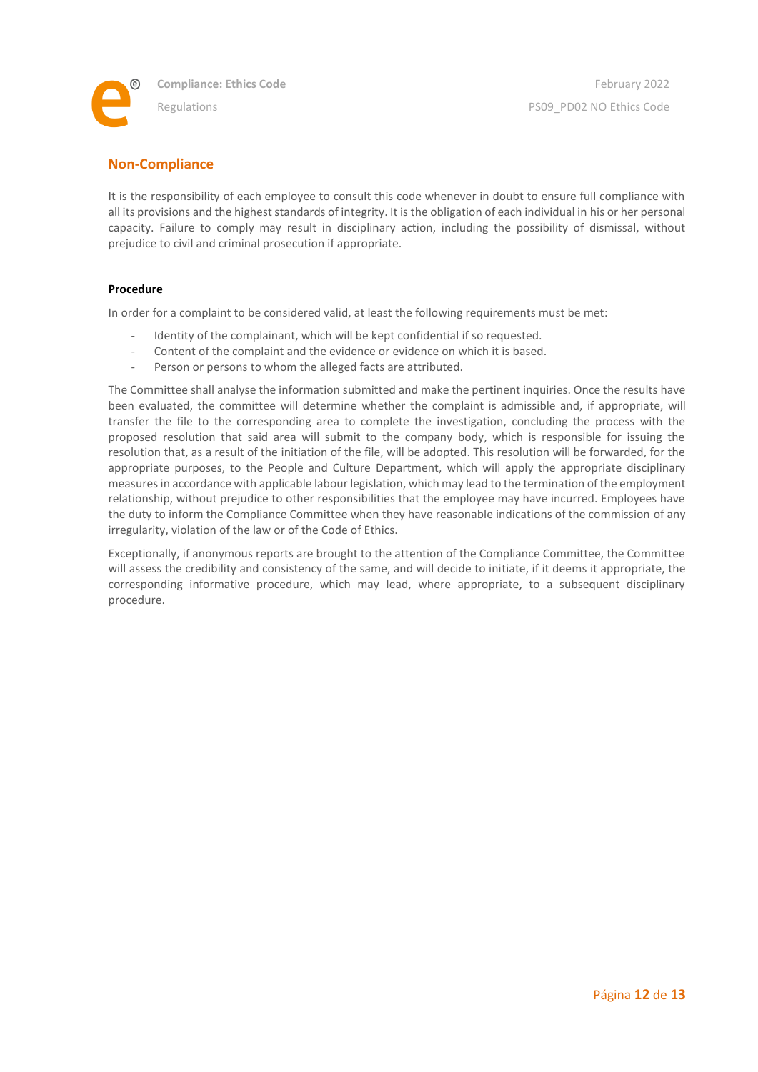## Non-Compliance

It is the responsibility of each employee to consult this code whenever in doubt to ensure full compliance with all its provisions and the highest standards of integrity. It is the obligation of each individual in his or her personal capacity. Failure to comply may result in disciplinary action, including the possibility of dismissal, without prejudice to civil and criminal prosecution if appropriate.

### Procedure

In order for a complaint to be considered valid, at least the following requirements must be met:

- Identity of the complainant, which will be kept confidential if so requested.
- Content of the complaint and the evidence or evidence on which it is based.
- Person or persons to whom the alleged facts are attributed.

The Committee shall analyse the information submitted and make the pertinent inquiries. Once the results have been evaluated, the committee will determine whether the complaint is admissible and, if appropriate, will transfer the file to the corresponding area to complete the investigation, concluding the process with the proposed resolution that said area will submit to the company body, which is responsible for issuing the resolution that, as a result of the initiation of the file, will be adopted. This resolution will be forwarded, for the appropriate purposes, to the People and Culture Department, which will apply the appropriate disciplinary measures in accordance with applicable labour legislation, which may lead to the termination of the employment relationship, without prejudice to other responsibilities that the employee may have incurred. Employees have the duty to inform the Compliance Committee when they have reasonable indications of the commission of any irregularity, violation of the law or of the Code of Ethics.

Exceptionally, if anonymous reports are brought to the attention of the Compliance Committee, the Committee will assess the credibility and consistency of the same, and will decide to initiate, if it deems it appropriate, the corresponding informative procedure, which may lead, where appropriate, to a subsequent disciplinary procedure.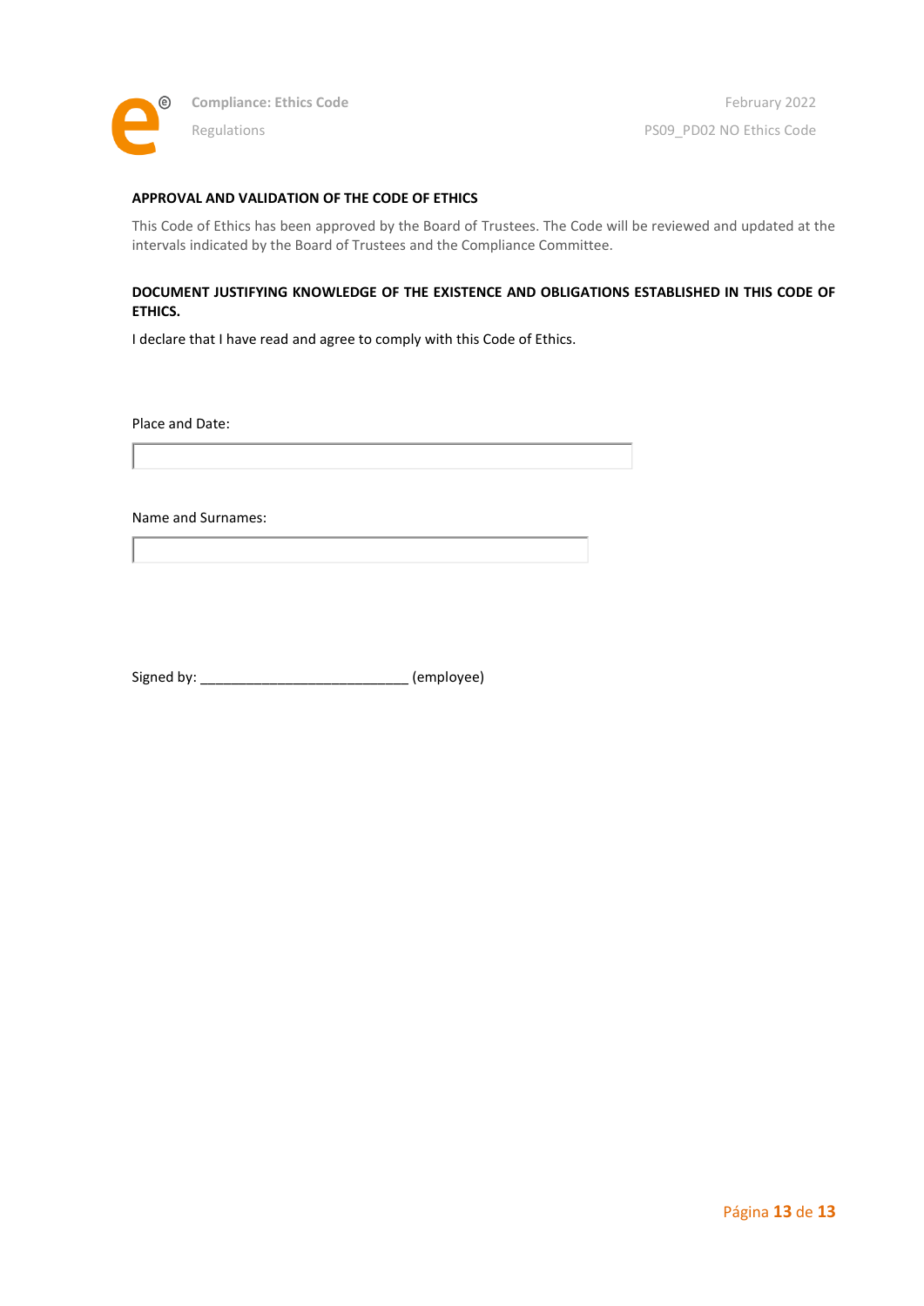## APPROVAL AND VALIDATION OF THE CODE OF ETHICS

This Code of Ethics has been approved by the Board of Trustees. The Code will be reviewed and updated at the intervals indicated by the Board of Trustees and the Compliance Committee.

## DOCUMENT JUSTIFYING KNOWLEDGE OF THE EXISTENCE AND OBLIGATIONS ESTABLISHED IN THIS CODE OF ETHICS.

I declare that I have read and agree to comply with this Code of Ethics.

Place and Date:

Name and Surnames:

Signed by: ___________________________ (employee)